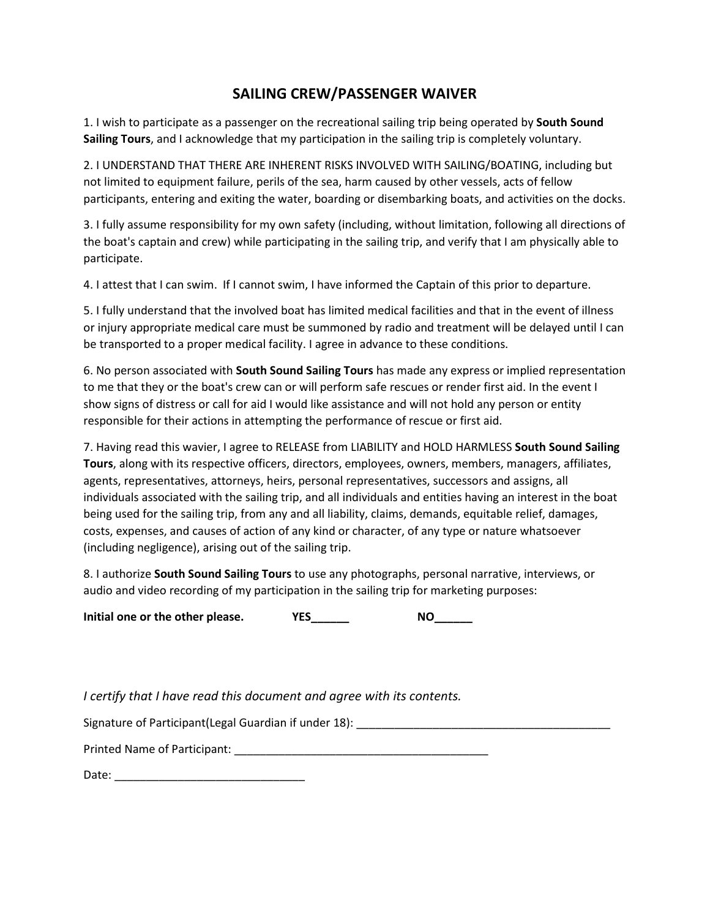# SAILING CREW/PASSENGER WAIVER

1. I wish to participate as a passenger on the recreational sailing trip being operated by **South Sound Sailing Tours**, and I acknowledge that my participation in the sailing trip is completely voluntary.

2. I UNDERSTAND THAT THERE ARE INHERENT RISKS INVOLVED WITH SAILING/BOATING, including but not limited to equipment failure, perils of the sea, harm caused by other vessels, acts of fellow participants, entering and exiting the water, boarding or disembarking boats, and activities on the docks.

3. I fully assume responsibility for my own safety (including, without limitation, following all directions of the boat's captain and crew) while participating in the sailing trip, and verify that I am physically able to participate.

4. I attest that I can swim. If I cannot swim, I have informed the Captain of this prior to departure.

5. I fully understand that the involved boat has limited medical facilities and that in the event of illness or injury appropriate medical care must be summoned by radio and treatment will be delayed until I can be transported to a proper medical facility. I agree in advance to these conditions.

6. No person associated with **South Sound Sailing Tours** has made any express or implied representation to me that they or the boat's crew can or will perform safe rescues or render first aid. In the event I show signs of distress or call for aid I would like assistance and will not hold any person or entity responsible for their actions in attempting the performance of rescue or first aid.

7. Having read this wavier, I agree to RELEASE from LIABILITY and HOLD HARMLESS **South Sound Sailing Tours**, along with its respective officers, directors, employees, owners, members, managers, affiliates, agents, representatives, attorneys, heirs, personal representatives, successors and assigns, all individuals associated with the sailing trip, and all individuals and entities having an interest in the boat being used for the sailing trip, from any and all liability, claims, demands, equitable relief, damages, costs, expenses, and causes of action of any kind or character, of any type or nature whatsoever (including negligence), arising out of the sailing trip.

8. I authorize **South Sound Sailing Tours** to use any photographs, personal narrative, interviews, or audio and video recording of my participation in the sailing trip for marketing purposes:

**Initial one or the other please.** **YES______** **NO______**

*I certify that I have read this document and agree with its contents.*

Signature of Participant(Legal Guardian if under 18): ________________________________________

Printed Name of Participant: ________________________________________

Date: ______________________________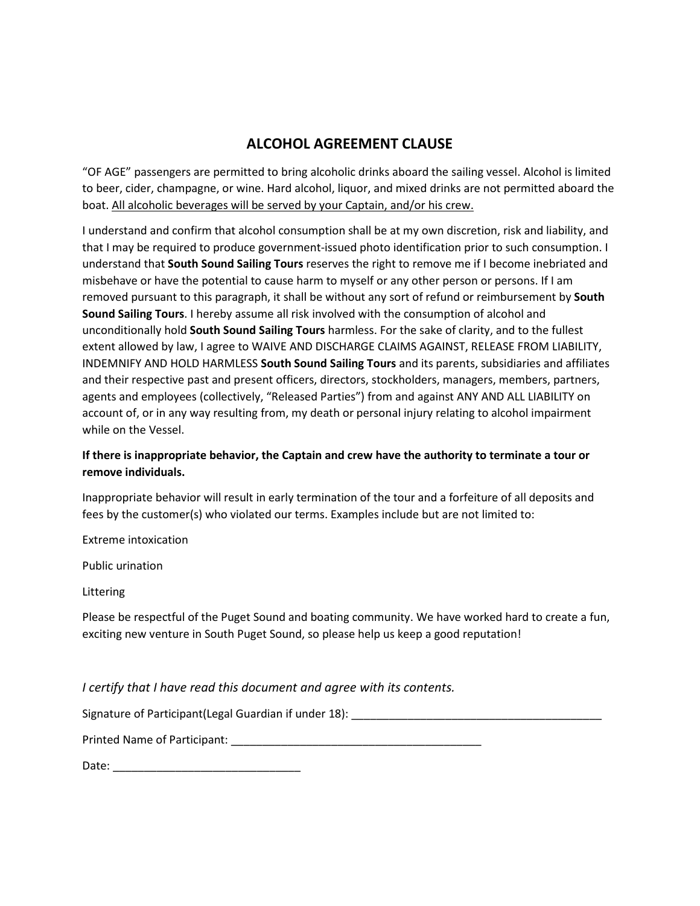## ALCOHOL AGREEMENT CLAUSE

"OF AGE" passengers are permitted to bring alcoholic drinks aboard the sailing vessel. Alcohol is limited to beer, cider, champagne, or wine. Hard alcohol, liquor, and mixed drinks are not permitted aboard the boat. <u>All alcoholic beverages will be served by your Captain, and/or his crew.</u>

I understand and confirm that alcohol consumption shall be at my own discretion, risk and liability, and that I may be required to produce government-issued photo identification prior to such consumption. I understand that **South Sound Sailing Tours** reserves the right to remove me if I become inebriated and misbehave or have the potential to cause harm to myself or any other person or persons. If I am removed pursuant to this paragraph, it shall be without any sort of refund or reimbursement by **South Sound Sailing Tours**. I hereby assume all risk involved with the consumption of alcohol and unconditionally hold **South Sound Sailing Tours** harmless. For the sake of clarity, and to the fullest extent allowed by law, I agree to WAIVE AND DISCHARGE CLAIMS AGAINST, RELEASE FROM LIABILITY, INDEMNIFY AND HOLD HARMLESS **South Sound Sailing Tours** and its parents, subsidiaries and affiliates and their respective past and present officers, directors, stockholders, managers, members, partners, agents and employees (collectively, "Released Parties") from and against ANY AND ALL LIABILITY on account of, or in any way resulting from, my death or personal injury relating to alcohol impairment while on the Vessel.

**If there is inappropriate behavior, the Captain and crew have the authority to terminate a tour or remove individuals.**

Inappropriate behavior will result in early termination of the tour and a forfeiture of all deposits and fees by the customer(s) who violated our terms. Examples include but are not limited to:

Extreme intoxication

Public urination

Littering

Please be respectful of the Puget Sound and boating community. We have worked hard to create a fun, exciting new venture in South Puget Sound, so please help us keep a good reputation!

*I certify that I have read this document and agree with its contents.*

Signature of Participant(Legal Guardian if under 18): ________________________________________

Printed Name of Participant: ________________________________________

Date: ______________________________